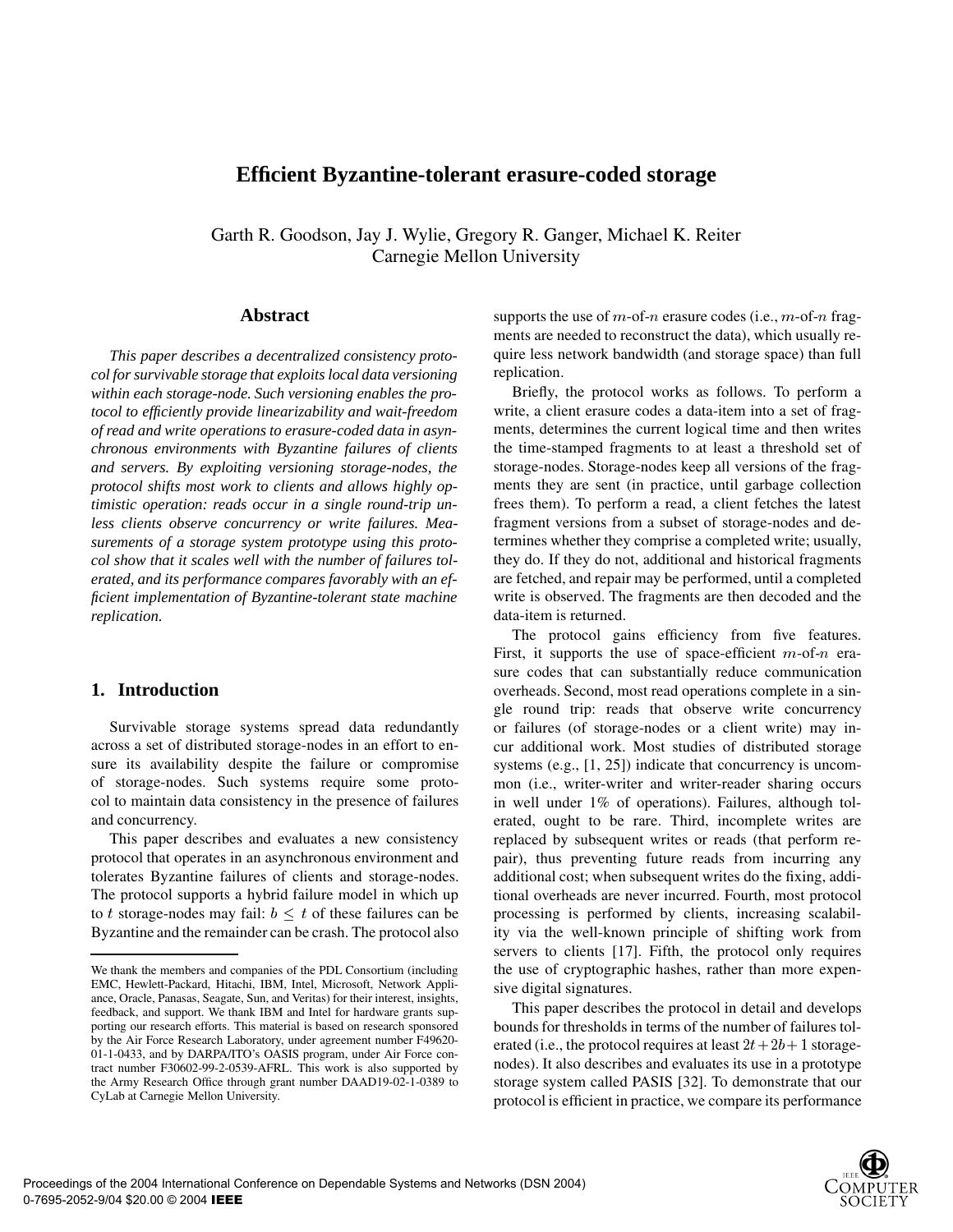# Efficient Byzantine-tolerant erasure-coded storage

Garth R. Goodson, Jay J. Wylie, Gregory R. Ganger, Michael K. Reiter
Carnegie Mellon University

## Abstract

*This paper describes a decentralized consistency protocol for survivable storage that exploits local data versioning within each storage-node. Such versioning enables the protocol to efficiently provide linearizability and wait-freedom of read and write operations to erasure-coded data in asynchronous environments with Byzantine failures of clients and servers. By exploiting versioning storage-nodes, the protocol shifts most work to clients and allows highly optimistic operation: reads occur in a single round-trip unless clients observe concurrency or write failures. Measurements of a storage system prototype using this protocol show that it scales well with the number of failures tolerated, and its performance compares favorably with an efficient implementation of Byzantine-tolerant state machine replication.*

## 1. Introduction

Survivable storage systems spread data redundantly across a set of distributed storage-nodes in an effort to ensure its availability despite the failure or compromise of storage-nodes. Such systems require some protocol to maintain data consistency in the presence of failures and concurrency.

This paper describes and evaluates a new consistency protocol that operates in an asynchronous environment and tolerates Byzantine failures of clients and storage-nodes. The protocol supports a hybrid failure model in which up to $t$ storage-nodes may fail: $b \leq t$ of these failures can be Byzantine and the remainder can be crash. The protocol also supports the use of $m$-of-$n$ erasure codes (i.e., $m$-of-$n$ fragments are needed to reconstruct the data), which usually require less network bandwidth (and storage space) than full replication.

Briefly, the protocol works as follows. To perform a write, a client erasure codes a data-item into a set of fragments, determines the current logical time and then writes the time-stamped fragments to at least a threshold set of storage-nodes. Storage-nodes keep all versions of the fragments they are sent (in practice, until garbage collection frees them). To perform a read, a client fetches the latest fragment versions from a subset of storage-nodes and determines whether they comprise a completed write; usually, they do. If they do not, additional and historical fragments are fetched, and repair may be performed, until a completed write is observed. The fragments are then decoded and the data-item is returned.

The protocol gains efficiency from five features. First, it supports the use of space-efficient $m$-of-$n$ erasure codes that can substantially reduce communication overheads. Second, most read operations complete in a single round trip: reads that observe write concurrency or failures (of storage-nodes or a client write) may incur additional work. Most studies of distributed storage systems (e.g., [1, 25]) indicate that concurrency is uncommon (i.e., writer-writer and writer-reader sharing occurs in well under 1% of operations). Failures, although tolerated, ought to be rare. Third, incomplete writes are replaced by subsequent writes or reads (that perform repair), thus preventing future reads from incurring any additional cost; when subsequent writes do the fixing, additional overheads are never incurred. Fourth, most protocol processing is performed by clients, increasing scalability via the well-known principle of shifting work from servers to clients [17]. Fifth, the protocol only requires the use of cryptographic hashes, rather than more expensive digital signatures.

This paper describes the protocol in detail and develops bounds for thresholds in terms of the number of failures tolerated (i.e., the protocol requires at least $2t+2b+1$ storage-nodes). It also describes and evaluates its use in a prototype storage system called PASIS [32]. To demonstrate that our protocol is efficient in practice, we compare its performance

---

We thank the members and companies of the PDL Consortium (including EMC, Hewlett-Packard, Hitachi, IBM, Intel, Microsoft, Network Appliance, Oracle, Panasas, Seagate, Sun, and Veritas) for their interest, insights, feedback, and support. We thank IBM and Intel for hardware grants supporting our research efforts. This material is based on research sponsored by the Air Force Research Laboratory, under agreement number F49620-01-1-0433, and by DARPA/ITO's OASIS program, under Air Force contract number F30602-99-2-0539-AFRL. This work is also supported by the Army Research Office through grant number DAAD19-02-1-0389 to CyLab at Carnegie Mellon University.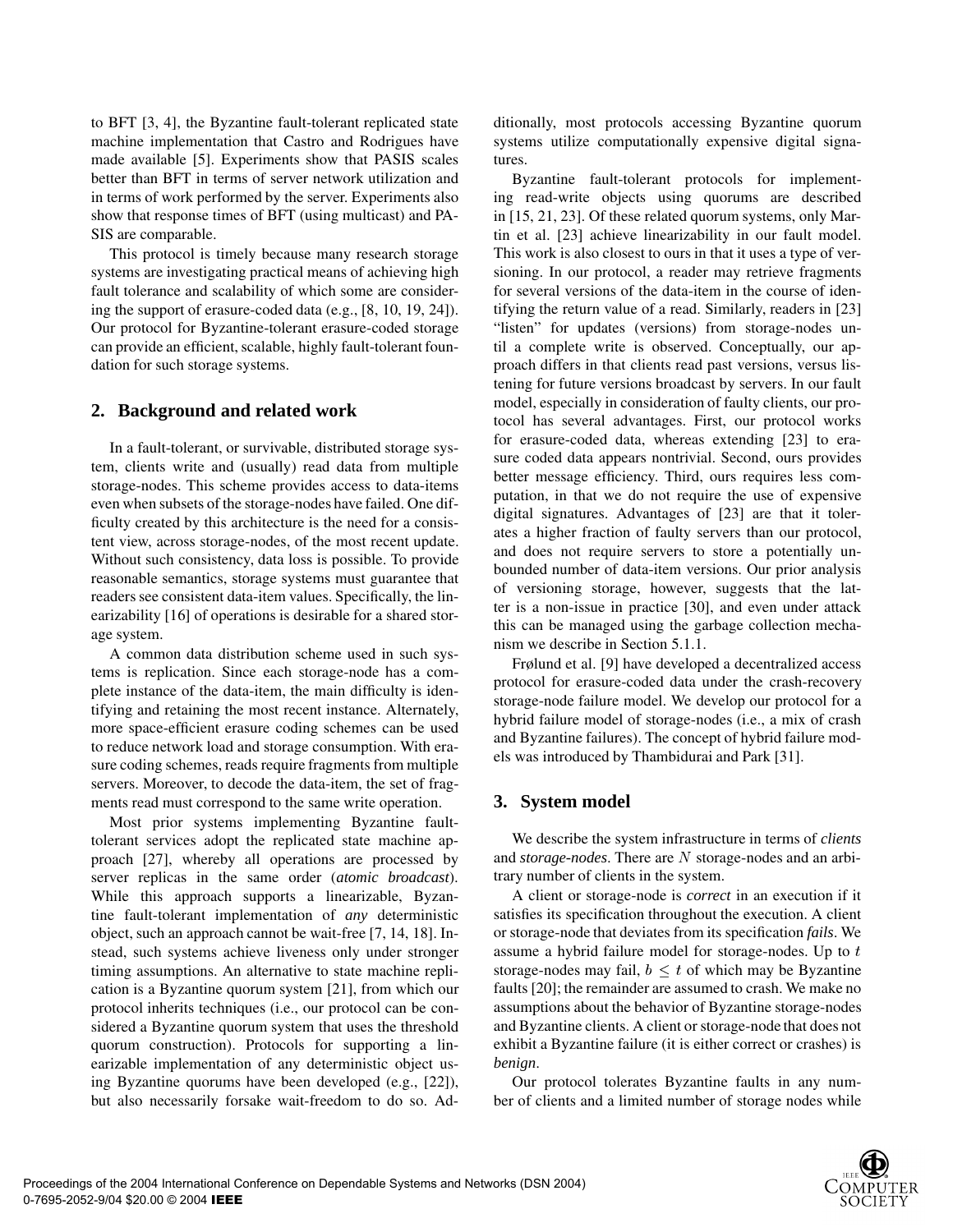to BFT [3, 4], the Byzantine fault-tolerant replicated state machine implementation that Castro and Rodrigues have made available [5]. Experiments show that PASIS scales better than BFT in terms of server network utilization and in terms of work performed by the server. Experiments also show that response times of BFT (using multicast) and PASIS are comparable.

This protocol is timely because many research storage systems are investigating practical means of achieving high fault tolerance and scalability of which some are considering the support of erasure-coded data (e.g., [8, 10, 19, 24]). Our protocol for Byzantine-tolerant erasure-coded storage can provide an efficient, scalable, highly fault-tolerant foundation for such storage systems.

## 2. Background and related work

In a fault-tolerant, or survivable, distributed storage system, clients write and (usually) read data from multiple storage-nodes. This scheme provides access to data-items even when subsets of the storage-nodes have failed. One difficulty created by this architecture is the need for a consistent view, across storage-nodes, of the most recent update. Without such consistency, data loss is possible. To provide reasonable semantics, storage systems must guarantee that readers see consistent data-item values. Specifically, the linearizability [16] of operations is desirable for a shared storage system.

A common data distribution scheme used in such systems is replication. Since each storage-node has a complete instance of the data-item, the main difficulty is identifying and retaining the most recent instance. Alternately, more space-efficient erasure coding schemes can be used to reduce network load and storage consumption. With erasure coding schemes, reads require fragments from multiple servers. Moreover, to decode the data-item, the set of fragments read must correspond to the same write operation.

Most prior systems implementing Byzantine fault-tolerant services adopt the replicated state machine approach [27], whereby all operations are processed by server replicas in the same order (*atomic broadcast*). While this approach supports a linearizable, Byzantine fault-tolerant implementation of *any* deterministic object, such an approach cannot be wait-free [7, 14, 18]. Instead, such systems achieve liveness only under stronger timing assumptions. An alternative to state machine replication is a Byzantine quorum system [21], from which our protocol inherits techniques (i.e., our protocol can be considered a Byzantine quorum system that uses the threshold quorum construction). Protocols for supporting a linearizable implementation of any deterministic object using Byzantine quorums have been developed (e.g., [22]), but also necessarily forsake wait-freedom to do so. Additionally, most protocols accessing Byzantine quorum systems utilize computationally expensive digital signatures.

Byzantine fault-tolerant protocols for implementing read-write objects using quorums are described in [15, 21, 23]. Of these related quorum systems, only Martin et al. [23] achieve linearizability in our fault model. This work is also closest to ours in that it uses a type of versioning. In our protocol, a reader may retrieve fragments for several versions of the data-item in the course of identifying the return value of a read. Similarly, readers in [23] "listen" for updates (versions) from storage-nodes until a complete write is observed. Conceptually, our approach differs in that clients read past versions, versus listening for future versions broadcast by servers. In our fault model, especially in consideration of faulty clients, our protocol has several advantages. First, our protocol works for erasure-coded data, whereas extending [23] to erasure coded data appears nontrivial. Second, ours provides better message efficiency. Third, ours requires less computation, in that we do not require the use of expensive digital signatures. Advantages of [23] are that it tolerates a higher fraction of faulty servers than our protocol, and does not require servers to store a potentially unbounded number of data-item versions. Our prior analysis of versioning storage, however, suggests that the latter is a non-issue in practice [30], and even under attack this can be managed using the garbage collection mechanism we describe in Section 5.1.1.

Frølund et al. [9] have developed a decentralized access protocol for erasure-coded data under the crash-recovery storage-node failure model. We develop our protocol for a hybrid failure model of storage-nodes (i.e., a mix of crash and Byzantine failures). The concept of hybrid failure models was introduced by Thambidurai and Park [31].

## 3. System model

We describe the system infrastructure in terms of *clients* and *storage-nodes*. There are $N$ storage-nodes and an arbitrary number of clients in the system.

A client or storage-node is *correct* in an execution if it satisfies its specification throughout the execution. A client or storage-node that deviates from its specification *fails*. We assume a hybrid failure model for storage-nodes. Up to $t$ storage-nodes may fail, $b \leq t$ of which may be Byzantine faults [20]; the remainder are assumed to crash. We make no assumptions about the behavior of Byzantine storage-nodes and Byzantine clients. A client or storage-node that does not exhibit a Byzantine failure (it is either correct or crashes) is *benign*.

Our protocol tolerates Byzantine faults in any number of clients and a limited number of storage nodes while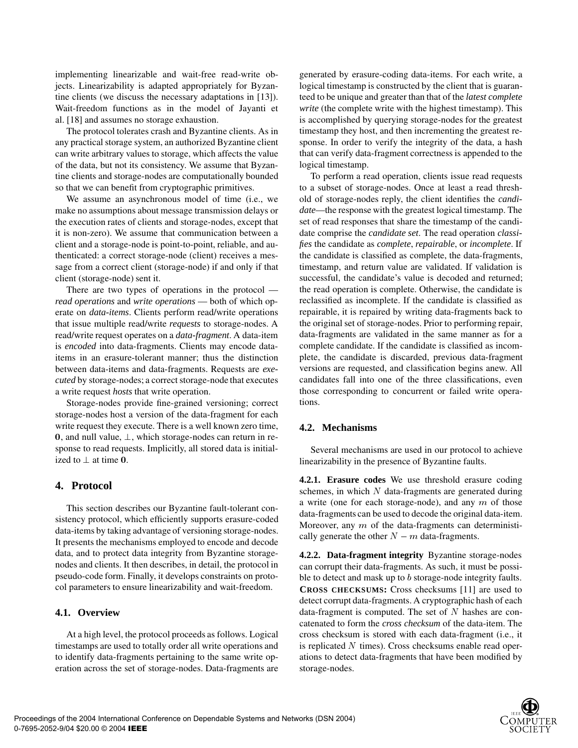implementing linearizable and wait-free read-write objects. Linearizability is adapted appropriately for Byzantine clients (we discuss the necessary adaptations in [13]). Wait-freedom functions as in the model of Jayanti et al. [18] and assumes no storage exhaustion.

The protocol tolerates crash and Byzantine clients. As in any practical storage system, an authorized Byzantine client can write arbitrary values to storage, which affects the value of the data, but not its consistency. We assume that Byzantine clients and storage-nodes are computationally bounded so that we can benefit from cryptographic primitives.

We assume an asynchronous model of time (i.e., we make no assumptions about message transmission delays or the execution rates of clients and storage-nodes, except that it is non-zero). We assume that communication between a client and a storage-node is point-to-point, reliable, and authenticated: a correct storage-node (client) receives a message from a correct client (storage-node) if and only if that client (storage-node) sent it.

There are two types of operations in the protocol — *read operations* and *write operations* — both of which operate on *data-items*. Clients perform read/write operations that issue multiple read/write *requests* to storage-nodes. A read/write request operates on a *data-fragment*. A data-item is *encoded* into data-fragments. Clients may encode data-items in an erasure-tolerant manner; thus the distinction between data-items and data-fragments. Requests are *executed* by storage-nodes; a correct storage-node that executes a write request *hosts* that write operation.

Storage-nodes provide fine-grained versioning; correct storage-nodes host a version of the data-fragment for each write request they execute. There is a well known zero time, $\mathbf{0}$, and null value, $\perp$, which storage-nodes can return in response to read requests. Implicitly, all stored data is initialized to $\perp$ at time $\mathbf{0}$.

# 4. Protocol

This section describes our Byzantine fault-tolerant consistency protocol, which efficiently supports erasure-coded data-items by taking advantage of versioning storage-nodes. It presents the mechanisms employed to encode and decode data, and to protect data integrity from Byzantine storage-nodes and clients. It then describes, in detail, the protocol in pseudo-code form. Finally, it develops constraints on protocol parameters to ensure linearizability and wait-freedom.

## 4.1. Overview

At a high level, the protocol proceeds as follows. Logical timestamps are used to totally order all write operations and to identify data-fragments pertaining to the same write operation across the set of storage-nodes. Data-fragments are generated by erasure-coding data-items. For each write, a logical timestamp is constructed by the client that is guaranteed to be unique and greater than that of the *latest complete write* (the complete write with the highest timestamp). This is accomplished by querying storage-nodes for the greatest timestamp they host, and then incrementing the greatest response. In order to verify the integrity of the data, a hash that can verify data-fragment correctness is appended to the logical timestamp.

To perform a read operation, clients issue read requests to a subset of storage-nodes. Once at least a read threshold of storage-nodes reply, the client identifies the *candidate*—the response with the greatest logical timestamp. The set of read responses that share the timestamp of the candidate comprise the *candidate set*. The read operation *classifies* the candidate as *complete*, *repairable*, or *incomplete*. If the candidate is classified as complete, the data-fragments, timestamp, and return value are validated. If validation is successful, the candidate's value is decoded and returned; the read operation is complete. Otherwise, the candidate is reclassified as incomplete. If the candidate is classified as repairable, it is repaired by writing data-fragments back to the original set of storage-nodes. Prior to performing repair, data-fragments are validated in the same manner as for a complete candidate. If the candidate is classified as incomplete, the candidate is discarded, previous data-fragment versions are requested, and classification begins anew. All candidates fall into one of the three classifications, even those corresponding to concurrent or failed write operations.

## 4.2. Mechanisms

Several mechanisms are used in our protocol to achieve linearizability in the presence of Byzantine faults.

**4.2.1. Erasure codes** We use threshold erasure coding schemes, in which $N$ data-fragments are generated during a write (one for each storage-node), and any $m$ of those data-fragments can be used to decode the original data-item. Moreover, any $m$ of the data-fragments can deterministically generate the other $N - m$ data-fragments.

**4.2.2. Data-fragment integrity** Byzantine storage-nodes can corrupt their data-fragments. As such, it must be possible to detect and mask up to $b$ storage-node integrity faults.

**CROSS CHECKSUMS:** Cross checksums [11] are used to detect corrupt data-fragments. A cryptographic hash of each data-fragment is computed. The set of $N$ hashes are concatenated to form the *cross checksum* of the data-item. The cross checksum is stored with each data-fragment (i.e., it is replicated $N$ times). Cross checksums enable read operations to detect data-fragments that have been modified by storage-nodes.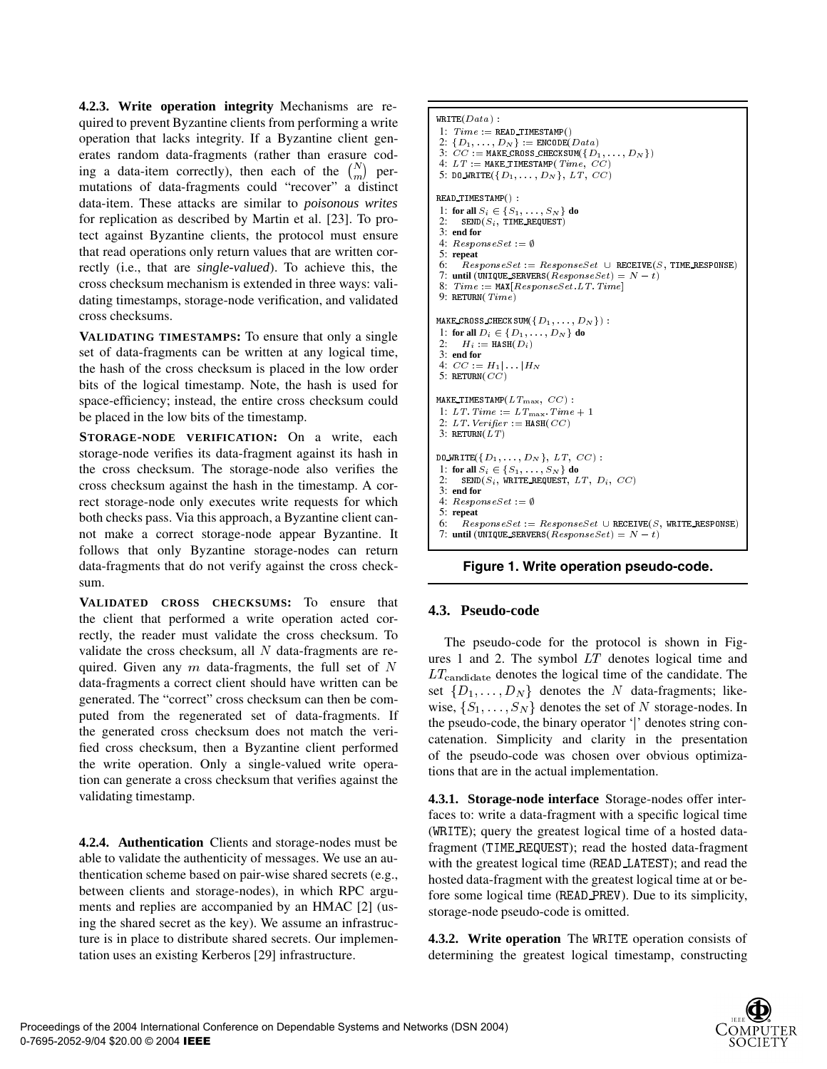**4.2.3. Write operation integrity** Mechanisms are required to prevent Byzantine clients from performing a write operation that lacks integrity. If a Byzantine client generates random data-fragments (rather than erasure coding a data-item correctly), then each of the $\binom{N}{m}$ permutations of data-fragments could "recover" a distinct data-item. These attacks are similar to *poisonous writes* for replication as described by Martin et al. [23]. To protect against Byzantine clients, the protocol must ensure that read operations only return values that are written correctly (i.e., that are *single-valued*). To achieve this, the cross checksum mechanism is extended in three ways: validating timestamps, storage-node verification, and validated cross checksums.

**VALIDATING TIMESTAMPS:** To ensure that only a single set of data-fragments can be written at any logical time, the hash of the cross checksum is placed in the low order bits of the logical timestamp. Note, the hash is used for space-efficiency; instead, the entire cross checksum could be placed in the low bits of the timestamp.

**STORAGE-NODE VERIFICATION:** On a write, each storage-node verifies its data-fragment against its hash in the cross checksum. The storage-node also verifies the cross checksum against the hash in the timestamp. A correct storage-node only executes write requests for which both checks pass. Via this approach, a Byzantine client cannot make a correct storage-node appear Byzantine. It follows that only Byzantine storage-nodes can return data-fragments that do not verify against the cross checksum.

**VALIDATED CROSS CHECKSUMS:** To ensure that the client that performed a write operation acted correctly, the reader must validate the cross checksum. To validate the cross checksum, all $N$ data-fragments are required. Given any $m$ data-fragments, the full set of $N$ data-fragments a correct client should have written can be generated. The "correct" cross checksum can then be computed from the regenerated set of data-fragments. If the generated cross checksum does not match the verified cross checksum, then a Byzantine client performed the write operation. Only a single-valued write operation can generate a cross checksum that verifies against the validating timestamp.

**4.2.4. Authentication** Clients and storage-nodes must be able to validate the authenticity of messages. We use an authentication scheme based on pair-wise shared secrets (e.g., between clients and storage-nodes), in which RPC arguments and replies are accompanied by an HMAC [2] (using the shared secret as the key). We assume an infrastructure is in place to distribute shared secrets. Our implementation uses an existing Kerberos [29] infrastructure.

```
WRITE(Data) :
 1: Time := READ_TIMESTAMP()
 2: {D_1, ..., D_N} := ENCODE(Data)
 3: CC := MAKE_CROSS_CHECKSUM({D_1, ..., D_N})
 4: LT := MAKE_TIMESTAMP(Time, CC)
 5: DO_WRITE({D_1, ..., D_N}, LT, CC)

READ_TIMESTAMP() :
 1: for all S_i ∈ {S_1, ..., S_N} do
 2:    SEND(S_i, TIME_REQUEST)
 3: end for
 4: ResponseSet := ∅
 5: repeat
 6:    ResponseSet := ResponseSet ∪ RECEIVE(S, TIME_RESPONSE)
 7: until (UNIQUE_SERVERS(ResponseSet) = N − t)
 8: Time := MAX[ResponseSet.LT.Time]
 9: RETURN(Time)

MAKE_CROSS_CHECKSUM({D_1, ..., D_N}) :
 1: for all D_i ∈ {D_1, ..., D_N} do
 2:    H_i := HASH(D_i)
 3: end for
 4: CC := H_1|...|H_N
 5: RETURN(CC)

MAKE_TIMESTAMP(LT_max, CC) :
 1: LT.Time := LT_max.Time + 1
 2: LT.Verifier := HASH(CC)
 3: RETURN(LT)

DO_WRITE({D_1, ..., D_N}, LT, CC) :
 1: for all S_i ∈ {S_1, ..., S_N} do
 2:    SEND(S_i, WRITE_REQUEST, LT, D_i, CC)
 3: end for
 4: ResponseSet := ∅
 5: repeat
 6:    ResponseSet := ResponseSet ∪ RECEIVE(S, WRITE_RESPONSE)
 7: until (UNIQUE_SERVERS(ResponseSet) = N − t)
```

**Figure 1. Write operation pseudo-code.**

### 4.3. Pseudo-code

The pseudo-code for the protocol is shown in Figures 1 and 2. The symbol $LT$ denotes logical time and $LT_{\text{candidate}}$ denotes the logical time of the candidate. The set $\{D_1, \ldots, D_N\}$ denotes the $N$ data-fragments; likewise, $\{S_1, \ldots, S_N\}$ denotes the set of $N$ storage-nodes. In the pseudo-code, the binary operator '|' denotes string concatenation. Simplicity and clarity in the presentation of the pseudo-code was chosen over obvious optimizations that are in the actual implementation.

**4.3.1. Storage-node interface** Storage-nodes offer interfaces to: write a data-fragment with a specific logical time (WRITE); query the greatest logical time of a hosted data-fragment (TIME_REQUEST); read the hosted data-fragment with the greatest logical time (READ_LATEST); and read the hosted data-fragment with the greatest logical time at or before some logical time (READ_PREV). Due to its simplicity, storage-node pseudo-code is omitted.

**4.3.2. Write operation** The WRITE operation consists of determining the greatest logical timestamp, constructing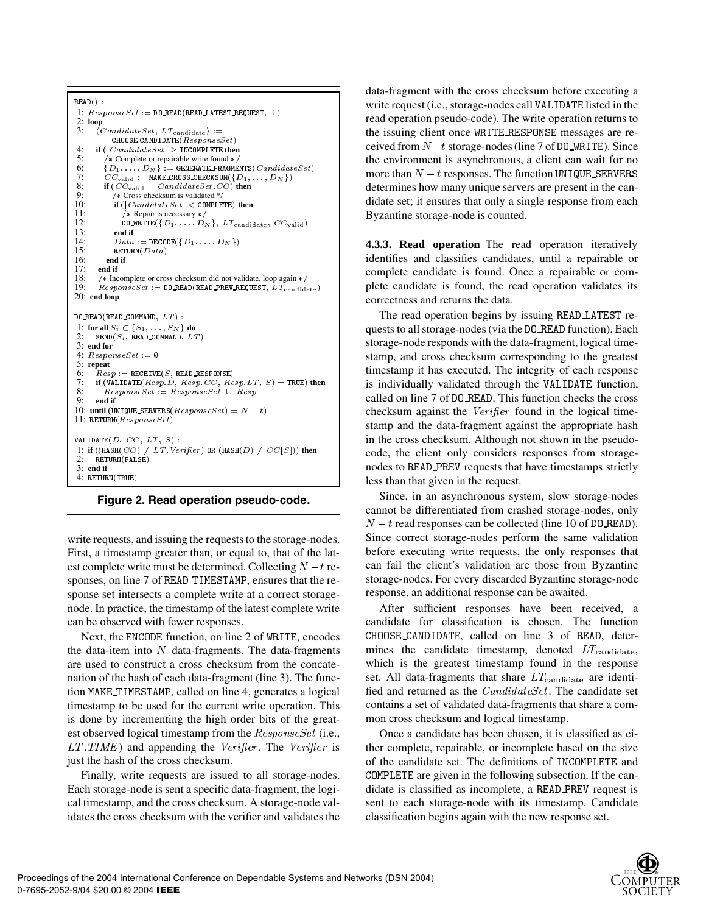```
READ() :
 1: ResponseSet := DO_READ(READ_LATEST_REQUEST, ⊥)
 2: loop
 3:   ⟨CandidateSet, LT_candidate⟩ :=
          CHOOSE_CANDIDATE(ResponseSet)
 4:   if (|CandidateSet| ≥ INCOMPLETE then
 5:     /* Complete or repairable write found */
 6:     {D_1, ..., D_N} := GENERATE_FRAGMENTS(CandidateSet)
 7:     CC_valid := MAKE_CROSS_CHECKSUM({D_1, ..., D_N})
 8:     if (CC_valid = CandidateSet.CC) then
 9:       /* Cross checksum is validated */
10:       if (|CandidateSet| < COMPLETE) then
11:         /* Repair is necessary */
12:         DO_WRITE({D_1, ..., D_N}, LT_candidate, CC_valid)
13:       end if
14:       Data := DECODE({D_1, ..., D_N})
15:       RETURN(Data)
16:     end if
17:   end if
18:   /* Incomplete or cross checksum did not validate, loop again */
19:   ResponseSet := DO_READ(READ_PREV_REQUEST, LT_candidate)
20: end loop

DO_READ(READ_COMMAND, LT) :
 1: for all S_i ∈ {S_1, ..., S_N} do
 2:   SEND(S_i, READ_COMMAND, LT)
 3: end for
 4: ResponseSet := ∅
 5: repeat
 6:   Resp := RECEIVE(S, READ_RESPONSE)
 7:   if (VALIDATE(Resp.D, Resp.CC, Resp.LT, S) = TRUE) then
 8:     ResponseSet := ResponseSet ∪ Resp
 9:   end if
10: until (UNIQUE_SERVERS(ResponseSet) = N − t)
11: RETURN(ResponseSet)

VALIDATE(D, CC, LT, S) :
 1: if ((HASH(CC) ≠ LT.Verifier) OR (HASH(D) ≠ CC[S])) then
 2:   RETURN(FALSE)
 3: end if
 4: RETURN(TRUE)
```

**Figure 2. Read operation pseudo-code.**

write requests, and issuing the requests to the storage-nodes. First, a timestamp greater than, or equal to, that of the latest complete write must be determined. Collecting $N - t$ responses, on line 7 of READ_TIMESTAMP, ensures that the response set intersects a complete write at a correct storage-node. In practice, the timestamp of the latest complete write can be observed with fewer responses.

Next, the ENCODE function, on line 2 of WRITE, encodes the data-item into $N$ data-fragments. The data-fragments are used to construct a cross checksum from the concatenation of the hash of each data-fragment (line 3). The function MAKE_TIMESTAMP, called on line 4, generates a logical timestamp to be used for the current write operation. This is done by incrementing the high order bits of the greatest observed logical timestamp from the $ResponseSet$ (i.e., $LT.TIME$) and appending the $Verifier$. The $Verifier$ is just the hash of the cross checksum.

Finally, write requests are issued to all storage-nodes. Each storage-node is sent a specific data-fragment, the logical timestamp, and the cross checksum. A storage-node validates the cross checksum with the verifier and validates the data-fragment with the cross checksum before executing a write request (i.e., storage-nodes call VALIDATE listed in the read operation pseudo-code). The write operation returns to the issuing client once WRITE_RESPONSE messages are received from $N-t$ storage-nodes (line 7 of DO_WRITE). Since the environment is asynchronous, a client can wait for no more than $N - t$ responses. The function UNIQUE_SERVERS determines how many unique servers are present in the candidate set; it ensures that only a single response from each Byzantine storage-node is counted.

**4.3.3. Read operation** The read operation iteratively identifies and classifies candidates, until a repairable or complete candidate is found. Once a repairable or complete candidate is found, the read operation validates its correctness and returns the data.

The read operation begins by issuing READ_LATEST requests to all storage-nodes (via the DO_READ function). Each storage-node responds with the data-fragment, logical timestamp, and cross checksum corresponding to the greatest timestamp it has executed. The integrity of each response is individually validated through the VALIDATE function, called on line 7 of DO_READ. This function checks the cross checksum against the $Verifier$ found in the logical timestamp and the data-fragment against the appropriate hash in the cross checksum. Although not shown in the pseudocode, the client only considers responses from storage-nodes to READ_PREV requests that have timestamps strictly less than that given in the request.

Since, in an asynchronous system, slow storage-nodes cannot be differentiated from crashed storage-nodes, only $N - t$ read responses can be collected (line 10 of DO_READ). Since correct storage-nodes perform the same validation before executing write requests, the only responses that can fail the client's validation are those from Byzantine storage-nodes. For every discarded Byzantine storage-node response, an additional response can be awaited.

After sufficient responses have been received, a candidate for classification is chosen. The function CHOOSE_CANDIDATE, called on line 3 of READ, determines the candidate timestamp, denoted $LT_{\text{candidate}}$, which is the greatest timestamp found in the response set. All data-fragments that share $LT_{\text{candidate}}$ are identified and returned as the $CandidateSet$. The candidate set contains a set of validated data-fragments that share a common cross checksum and logical timestamp.

Once a candidate has been chosen, it is classified as either complete, repairable, or incomplete based on the size of the candidate set. The definitions of INCOMPLETE and COMPLETE are given in the following subsection. If the candidate is classified as incomplete, a READ_PREV request is sent to each storage-node with its timestamp. Candidate classification begins again with the new response set.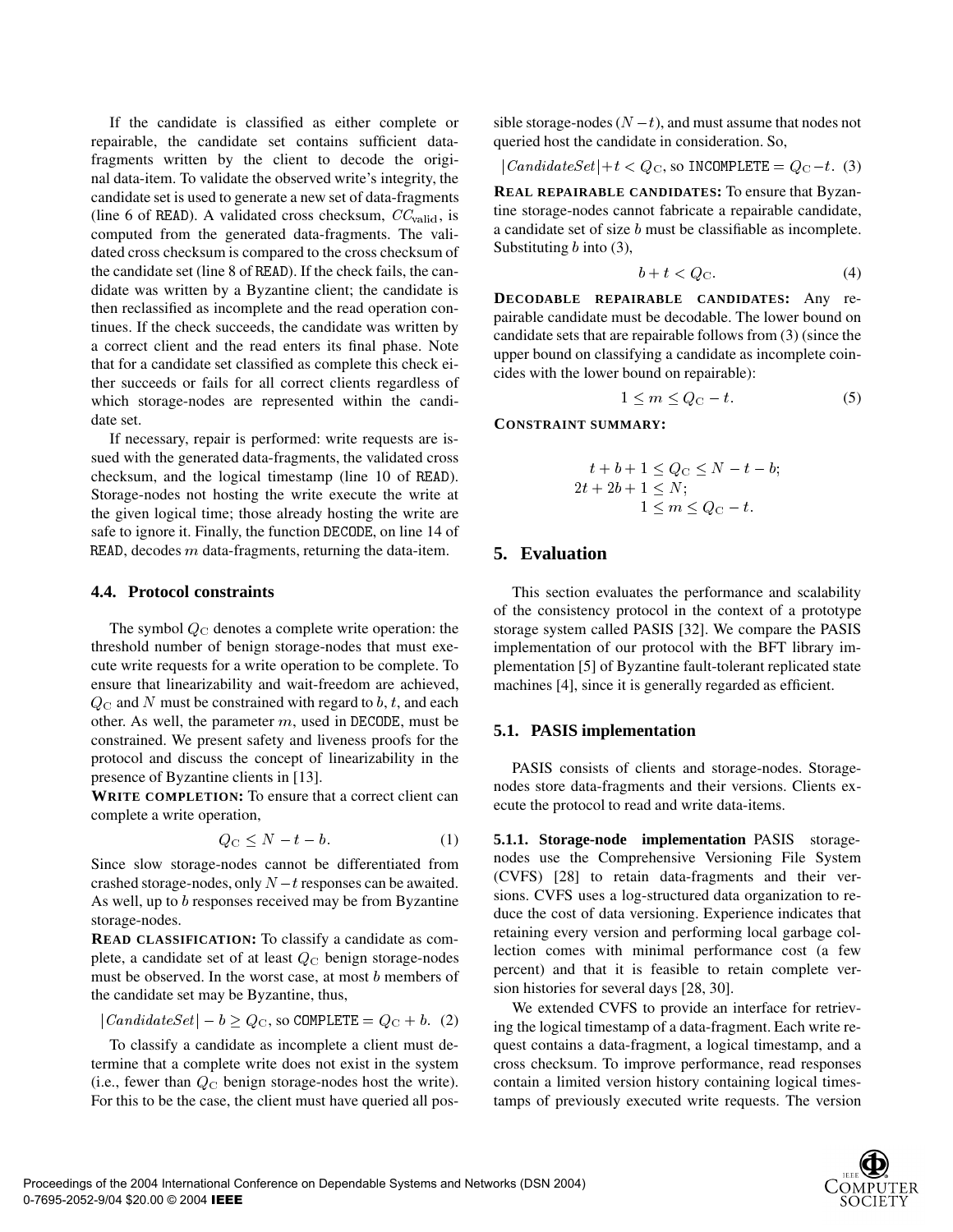If the candidate is classified as either complete or repairable, the candidate set contains sufficient data-fragments written by the client to decode the original data-item. To validate the observed write's integrity, the candidate set is used to generate a new set of data-fragments (line 6 of READ). A validated cross checksum, $CC_{\text{valid}}$, is computed from the generated data-fragments. The validated cross checksum is compared to the cross checksum of the candidate set (line 8 of READ). If the check fails, the candidate was written by a Byzantine client; the candidate is then reclassified as incomplete and the read operation continues. If the check succeeds, the candidate was written by a correct client and the read enters its final phase. Note that for a candidate set classified as complete this check either succeeds or fails for all correct clients regardless of which storage-nodes are represented within the candidate set.

If necessary, repair is performed: write requests are issued with the generated data-fragments, the validated cross checksum, and the logical timestamp (line 10 of READ). Storage-nodes not hosting the write execute the write at the given logical time; those already hosting the write are safe to ignore it. Finally, the function DECODE, on line 14 of READ, decodes $m$ data-fragments, returning the data-item.

### 4.4. Protocol constraints

The symbol $Q_{\text{C}}$ denotes a complete write operation: the threshold number of benign storage-nodes that must execute write requests for a write operation to be complete. To ensure that linearizability and wait-freedom are achieved, $Q_{\text{C}}$ and $N$ must be constrained with regard to $b$, $t$, and each other. As well, the parameter $m$, used in DECODE, must be constrained. We present safety and liveness proofs for the protocol and discuss the concept of linearizability in the presence of Byzantine clients in [13].

**WRITE COMPLETION:** To ensure that a correct client can complete a write operation,

$$Q_{\text{C}} \leq N - t - b. \tag{1}$$

Since slow storage-nodes cannot be differentiated from crashed storage-nodes, only $N - t$ responses can be awaited. As well, up to $b$ responses received may be from Byzantine storage-nodes.

**READ CLASSIFICATION:** To classify a candidate as complete, a candidate set of at least $Q_{\text{C}}$ benign storage-nodes must be observed. In the worst case, at most $b$ members of the candidate set may be Byzantine, thus,

$$|CandidateSet| - b \geq Q_{\text{C}}, \text{ so } \texttt{COMPLETE} = Q_{\text{C}} + b. \tag{2}$$

To classify a candidate as incomplete a client must determine that a complete write does not exist in the system (i.e., fewer than $Q_{\text{C}}$ benign storage-nodes host the write). For this to be the case, the client must have queried all possible storage-nodes ($N - t$), and must assume that nodes not queried host the candidate in consideration. So,

$$|CandidateSet| + t < Q_{\text{C}}, \text{ so } \texttt{INCOMPLETE} = Q_{\text{C}} - t. \tag{3}$$

**REAL REPAIRABLE CANDIDATES:** To ensure that Byzantine storage-nodes cannot fabricate a repairable candidate, a candidate set of size $b$ must be classifiable as incomplete. Substituting $b$ into (3),

$$b + t < Q_{\text{C}}. \tag{4}$$

**DECODABLE REPAIRABLE CANDIDATES:** Any repairable candidate must be decodable. The lower bound on candidate sets that are repairable follows from (3) (since the upper bound on classifying a candidate as incomplete coincides with the lower bound on repairable):

$$1 \leq m \leq Q_{\text{C}} - t. \tag{5}$$

**CONSTRAINT SUMMARY:**

$$\begin{aligned} t + b + 1 \leq Q_{\text{C}} &\leq N - t - b; \\ 2t + 2b + 1 &\leq N; \\ 1 \leq m &\leq Q_{\text{C}} - t. \end{aligned}$$

## 5. Evaluation

This section evaluates the performance and scalability of the consistency protocol in the context of a prototype storage system called PASIS [32]. We compare the PASIS implementation of our protocol with the BFT library implementation [5] of Byzantine fault-tolerant replicated state machines [4], since it is generally regarded as efficient.

### 5.1. PASIS implementation

PASIS consists of clients and storage-nodes. Storage-nodes store data-fragments and their versions. Clients execute the protocol to read and write data-items.

**5.1.1. Storage-node implementation** PASIS storage-nodes use the Comprehensive Versioning File System (CVFS) [28] to retain data-fragments and their versions. CVFS uses a log-structured data organization to reduce the cost of data versioning. Experience indicates that retaining every version and performing local garbage collection comes with minimal performance cost (a few percent) and that it is feasible to retain complete version histories for several days [28, 30].

We extended CVFS to provide an interface for retrieving the logical timestamp of a data-fragment. Each write request contains a data-fragment, a logical timestamp, and a cross checksum. To improve performance, read responses contain a limited version history containing logical timestamps of previously executed write requests. The version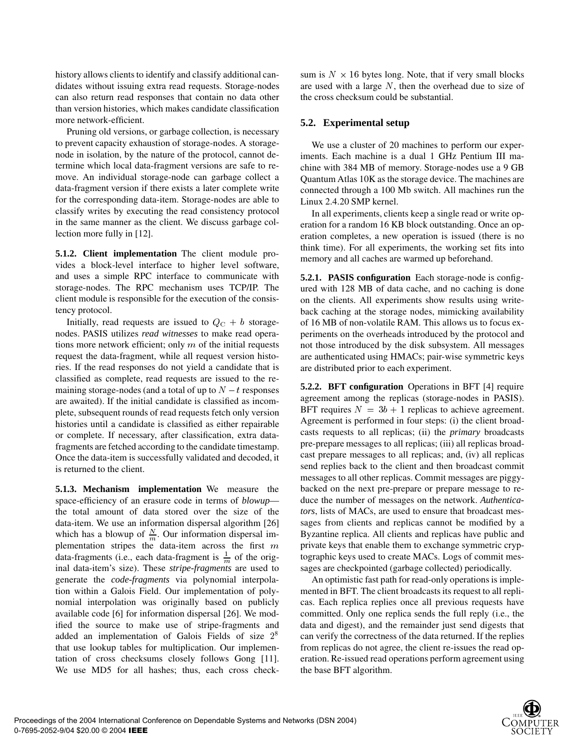history allows clients to identify and classify additional candidates without issuing extra read requests. Storage-nodes can also return read responses that contain no data other than version histories, which makes candidate classification more network-efficient.

Pruning old versions, or garbage collection, is necessary to prevent capacity exhaustion of storage-nodes. A storage-node in isolation, by the nature of the protocol, cannot determine which local data-fragment versions are safe to remove. An individual storage-node can garbage collect a data-fragment version if there exists a later complete write for the corresponding data-item. Storage-nodes are able to classify writes by executing the read consistency protocol in the same manner as the client. We discuss garbage collection more fully in [12].

**5.1.2. Client implementation** The client module provides a block-level interface to higher level software, and uses a simple RPC interface to communicate with storage-nodes. The RPC mechanism uses TCP/IP. The client module is responsible for the execution of the consistency protocol.

Initially, read requests are issued to $Q_C + b$ storage-nodes. PASIS utilizes *read witnesses* to make read operations more network efficient; only $m$ of the initial requests request the data-fragment, while all request version histories. If the read responses do not yield a candidate that is classified as complete, read requests are issued to the remaining storage-nodes (and a total of up to $N - t$ responses are awaited). If the initial candidate is classified as incomplete, subsequent rounds of read requests fetch only version histories until a candidate is classified as either repairable or complete. If necessary, after classification, extra data-fragments are fetched according to the candidate timestamp. Once the data-item is successfully validated and decoded, it is returned to the client.

**5.1.3. Mechanism implementation** We measure the space-efficiency of an erasure code in terms of *blowup*—the total amount of data stored over the size of the data-item. We use an information dispersal algorithm [26] which has a blowup of $\frac{N}{m}$. Our information dispersal implementation stripes the data-item across the first $m$ data-fragments (i.e., each data-fragment is $\frac{1}{m}$ of the original data-item's size). These *stripe-fragments* are used to generate the *code-fragments* via polynomial interpolation within a Galois Field. Our implementation of polynomial interpolation was originally based on publicly available code [6] for information dispersal [26]. We modified the source to make use of stripe-fragments and added an implementation of Galois Fields of size $2^8$ that use lookup tables for multiplication. Our implementation of cross checksums closely follows Gong [11]. We use MD5 for all hashes; thus, each cross checksum is $N \times 16$ bytes long. Note, that if very small blocks are used with a large $N$, then the overhead due to size of the cross checksum could be substantial.

### 5.2. Experimental setup

We use a cluster of 20 machines to perform our experiments. Each machine is a dual 1 GHz Pentium III machine with 384 MB of memory. Storage-nodes use a 9 GB Quantum Atlas 10K as the storage device. The machines are connected through a 100 Mb switch. All machines run the Linux 2.4.20 SMP kernel.

In all experiments, clients keep a single read or write operation for a random 16 KB block outstanding. Once an operation completes, a new operation is issued (there is no think time). For all experiments, the working set fits into memory and all caches are warmed up beforehand.

**5.2.1. PASIS configuration** Each storage-node is configured with 128 MB of data cache, and no caching is done on the clients. All experiments show results using write-back caching at the storage nodes, mimicking availability of 16 MB of non-volatile RAM. This allows us to focus experiments on the overheads introduced by the protocol and not those introduced by the disk subsystem. All messages are authenticated using HMACs; pair-wise symmetric keys are distributed prior to each experiment.

**5.2.2. BFT configuration** Operations in BFT [4] require agreement among the replicas (storage-nodes in PASIS). BFT requires $N = 3b + 1$ replicas to achieve agreement. Agreement is performed in four steps: (i) the client broadcasts requests to all replicas; (ii) the *primary* broadcasts pre-prepare messages to all replicas; (iii) all replicas broadcast prepare messages to all replicas; and, (iv) all replicas send replies back to the client and then broadcast commit messages to all other replicas. Commit messages are piggy-backed on the next pre-prepare or prepare message to reduce the number of messages on the network. *Authenticators*, lists of MACs, are used to ensure that broadcast messages from clients and replicas cannot be modified by a Byzantine replica. All clients and replicas have public and private keys that enable them to exchange symmetric cryptographic keys used to create MACs. Logs of commit messages are checkpointed (garbage collected) periodically.

An optimistic fast path for read-only operations is implemented in BFT. The client broadcasts its request to all replicas. Each replica replies once all previous requests have committed. Only one replica sends the full reply (i.e., the data and digest), and the remainder just send digests that can verify the correctness of the data returned. If the replies from replicas do not agree, the client re-issues the read operation. Re-issued read operations perform agreement using the base BFT algorithm.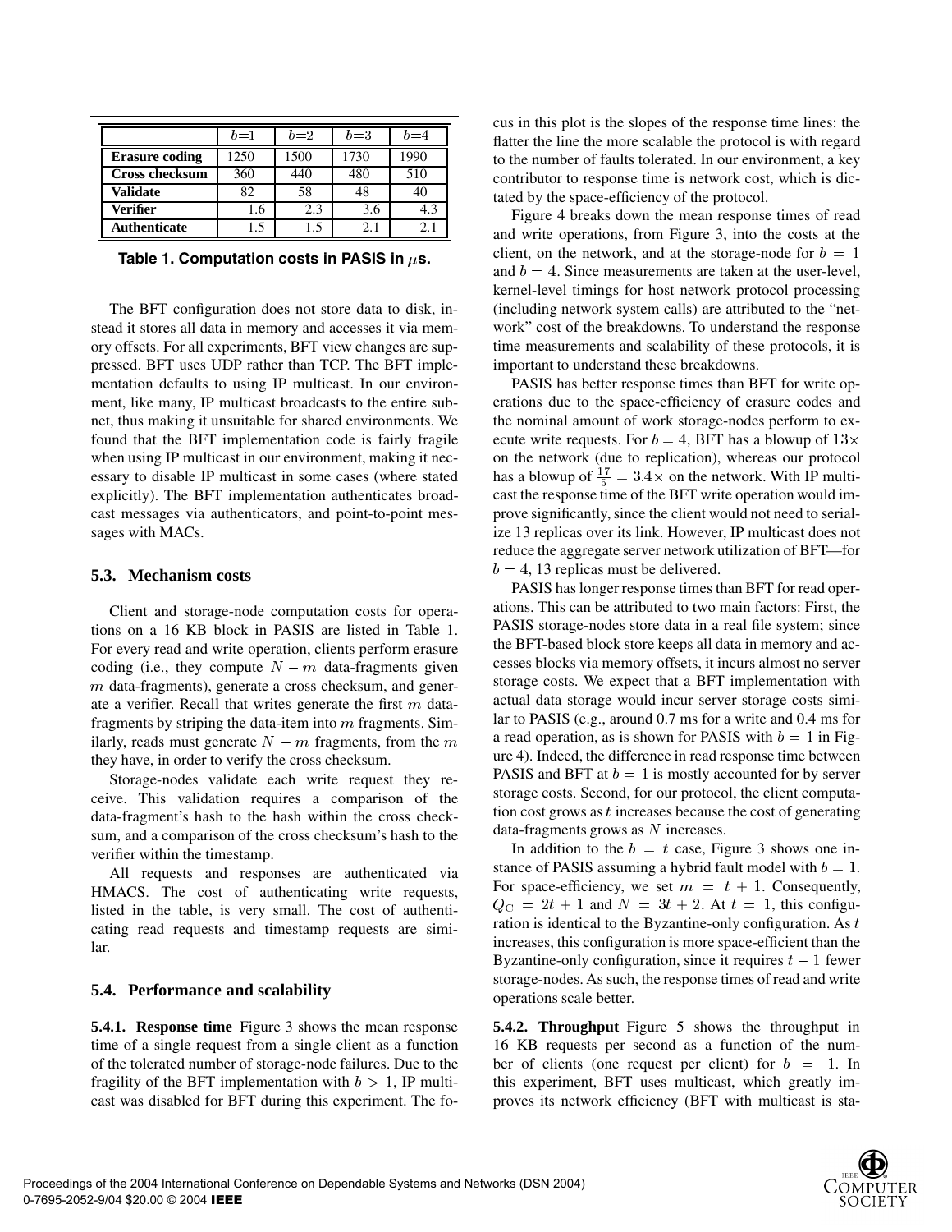|  | $b$=1 | $b$=2 | $b$=3 | $b$=4 |
|---|---|---|---|---|
| **Erasure coding** | 1250 | 1500 | 1730 | 1990 |
| **Cross checksum** | 360 | 440 | 480 | 510 |
| **Validate** | 82 | 58 | 48 | 40 |
| **Verifier** | 1.6 | 2.3 | 3.6 | 4.3 |
| **Authenticate** | 1.5 | 1.5 | 2.1 | 2.1 |

**Table 1. Computation costs in PASIS in $\mu$s.**

The BFT configuration does not store data to disk, instead it stores all data in memory and accesses it via memory offsets. For all experiments, BFT view changes are suppressed. BFT uses UDP rather than TCP. The BFT implementation defaults to using IP multicast. In our environment, like many, IP multicast broadcasts to the entire subnet, thus making it unsuitable for shared environments. We found that the BFT implementation code is fairly fragile when using IP multicast in our environment, making it necessary to disable IP multicast in some cases (where stated explicitly). The BFT implementation authenticates broadcast messages via authenticators, and point-to-point messages with MACs.

### 5.3. Mechanism costs

Client and storage-node computation costs for operations on a 16 KB block in PASIS are listed in Table 1. For every read and write operation, clients perform erasure coding (i.e., they compute $N - m$ data-fragments given $m$ data-fragments), generate a cross checksum, and generate a verifier. Recall that writes generate the first $m$ data-fragments by striping the data-item into $m$ fragments. Similarly, reads must generate $N - m$ fragments, from the $m$ they have, in order to verify the cross checksum.

Storage-nodes validate each write request they receive. This validation requires a comparison of the data-fragment's hash to the hash within the cross checksum, and a comparison of the cross checksum's hash to the verifier within the timestamp.

All requests and responses are authenticated via HMACS. The cost of authenticating write requests, listed in the table, is very small. The cost of authenticating read requests and timestamp requests are similar.

### 5.4. Performance and scalability

**5.4.1. Response time** Figure 3 shows the mean response time of a single request from a single client as a function of the tolerated number of storage-node failures. Due to the fragility of the BFT implementation with $b > 1$, IP multicast was disabled for BFT during this experiment. The focus in this plot is the slopes of the response time lines: the flatter the line the more scalable the protocol is with regard to the number of faults tolerated. In our environment, a key contributor to response time is network cost, which is dictated by the space-efficiency of the protocol.

Figure 4 breaks down the mean response times of read and write operations, from Figure 3, into the costs at the client, on the network, and at the storage-node for $b = 1$ and $b = 4$. Since measurements are taken at the user-level, kernel-level timings for host network protocol processing (including network system calls) are attributed to the "network" cost of the breakdowns. To understand the response time measurements and scalability of these protocols, it is important to understand these breakdowns.

PASIS has better response times than BFT for write operations due to the space-efficiency of erasure codes and the nominal amount of work storage-nodes perform to execute write requests. For $b = 4$, BFT has a blowup of $13\times$ on the network (due to replication), whereas our protocol has a blowup of $\frac{17}{5} = 3.4\times$ on the network. With IP multicast the response time of the BFT write operation would improve significantly, since the client would not need to serialize 13 replicas over its link. However, IP multicast does not reduce the aggregate server network utilization of BFT—for $b = 4$, 13 replicas must be delivered.

PASIS has longer response times than BFT for read operations. This can be attributed to two main factors: First, the PASIS storage-nodes store data in a real file system; since the BFT-based block store keeps all data in memory and accesses blocks via memory offsets, it incurs almost no server storage costs. We expect that a BFT implementation with actual data storage would incur server storage costs similar to PASIS (e.g., around 0.7 ms for a write and 0.4 ms for a read operation, as is shown for PASIS with $b = 1$ in Figure 4). Indeed, the difference in read response time between PASIS and BFT at $b = 1$ is mostly accounted for by server storage costs. Second, for our protocol, the client computation cost grows as $t$ increases because the cost of generating data-fragments grows as $N$ increases.

In addition to the $b = t$ case, Figure 3 shows one instance of PASIS assuming a hybrid fault model with $b = 1$. For space-efficiency, we set $m = t + 1$. Consequently, $Q_C = 2t + 1$ and $N = 3t + 2$. At $t = 1$, this configuration is identical to the Byzantine-only configuration. As $t$ increases, this configuration is more space-efficient than the Byzantine-only configuration, since it requires $t - 1$ fewer storage-nodes. As such, the response times of read and write operations scale better.

**5.4.2. Throughput** Figure 5 shows the throughput in 16 KB requests per second as a function of the number of clients (one request per client) for $b = 1$. In this experiment, BFT uses multicast, which greatly improves its network efficiency (BFT with multicast is sta-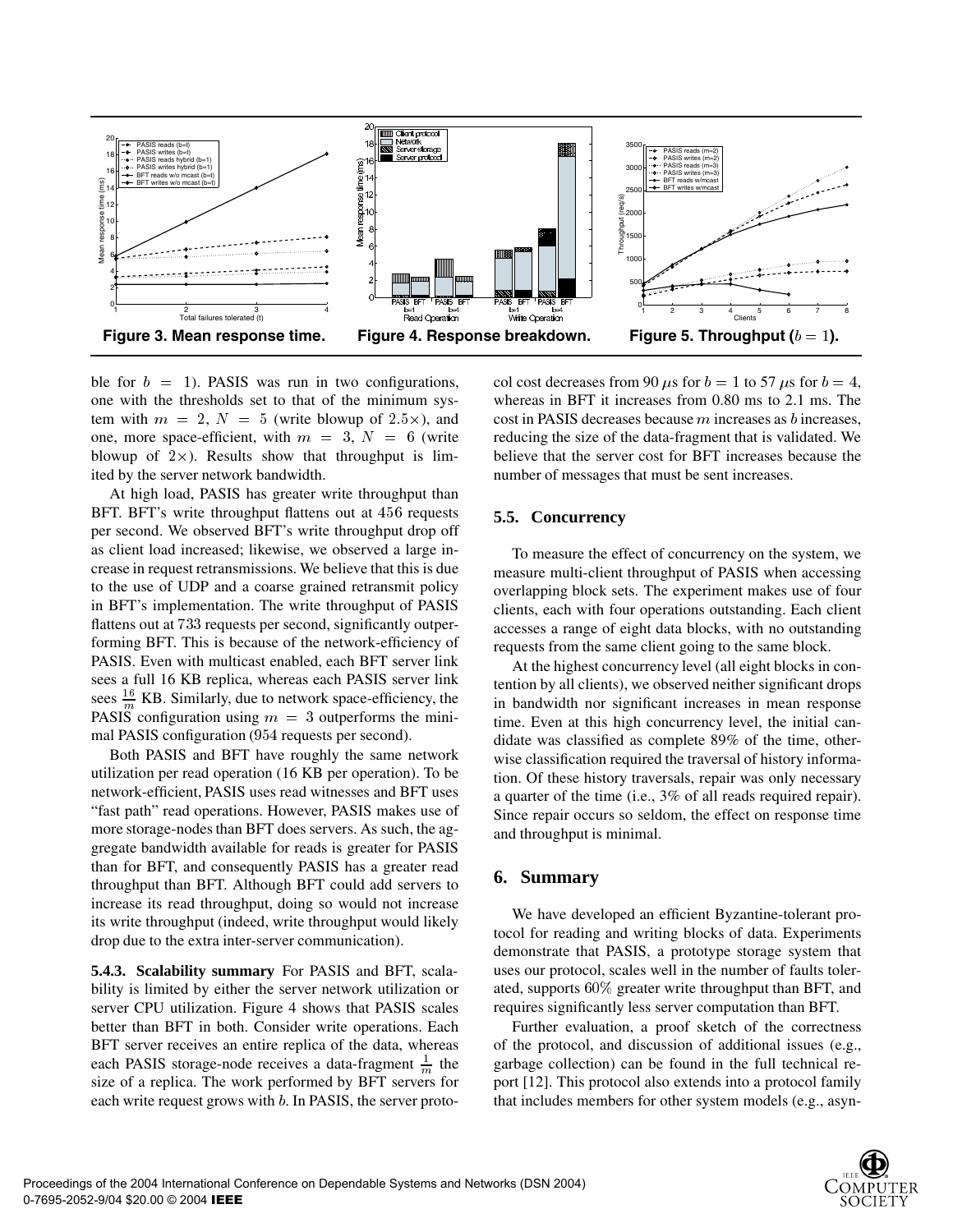**Figure 3. Mean response time.**

**Figure 4. Response breakdown.**

**Figure 5. Throughput ($b = 1$).**

ble for $b = 1$). PASIS was run in two configurations, one with the thresholds set to that of the minimum system with $m = 2$, $N = 5$ (write blowup of $2.5\times$), and one, more space-efficient, with $m = 3$, $N = 6$ (write blowup of $2\times$). Results show that throughput is limited by the server network bandwidth.

At high load, PASIS has greater write throughput than BFT. BFT's write throughput flattens out at 456 requests per second. We observed BFT's write throughput drop off as client load increased; likewise, we observed a large increase in request retransmissions. We believe that this is due to the use of UDP and a coarse grained retransmit policy in BFT's implementation. The write throughput of PASIS flattens out at 733 requests per second, significantly outperforming BFT. This is because of the network-efficiency of PASIS. Even with multicast enabled, each BFT server link sees a full 16 KB replica, whereas each PASIS server link sees $\frac{16}{m}$ KB. Similarly, due to network space-efficiency, the PASIS configuration using $m = 3$ outperforms the minimal PASIS configuration (954 requests per second).

Both PASIS and BFT have roughly the same network utilization per read operation (16 KB per operation). To be network-efficient, PASIS uses read witnesses and BFT uses "fast path" read operations. However, PASIS makes use of more storage-nodes than BFT does servers. As such, the aggregate bandwidth available for reads is greater for PASIS than for BFT, and consequently PASIS has a greater read throughput than BFT. Although BFT could add servers to increase its read throughput, doing so would not increase its write throughput (indeed, write throughput would likely drop due to the extra inter-server communication).

**5.4.3. Scalability summary** For PASIS and BFT, scalability is limited by either the server network utilization or server CPU utilization. Figure 4 shows that PASIS scales better than BFT in both. Consider write operations. Each BFT server receives an entire replica of the data, whereas each PASIS storage-node receives a data-fragment $\frac{1}{m}$ the size of a replica. The work performed by BFT servers for each write request grows with $b$. In PASIS, the server protocol cost decreases from 90 $\mu$s for $b = 1$ to 57 $\mu$s for $b = 4$, whereas in BFT it increases from 0.80 ms to 2.1 ms. The cost in PASIS decreases because $m$ increases as $b$ increases, reducing the size of the data-fragment that is validated. We believe that the server cost for BFT increases because the number of messages that must be sent increases.

### 5.5. Concurrency

To measure the effect of concurrency on the system, we measure multi-client throughput of PASIS when accessing overlapping block sets. The experiment makes use of four clients, each with four operations outstanding. Each client accesses a range of eight data blocks, with no outstanding requests from the same client going to the same block.

At the highest concurrency level (all eight blocks in contention by all clients), we observed neither significant drops in bandwidth nor significant increases in mean response time. Even at this high concurrency level, the initial candidate was classified as complete 89% of the time, otherwise classification required the traversal of history information. Of these history traversals, repair was only necessary a quarter of the time (i.e., 3% of all reads required repair). Since repair occurs so seldom, the effect on response time and throughput is minimal.

## 6. Summary

We have developed an efficient Byzantine-tolerant protocol for reading and writing blocks of data. Experiments demonstrate that PASIS, a prototype storage system that uses our protocol, scales well in the number of faults tolerated, supports 60% greater write throughput than BFT, and requires significantly less server computation than BFT.

Further evaluation, a proof sketch of the correctness of the protocol, and discussion of additional issues (e.g., garbage collection) can be found in the full technical report [12]. This protocol also extends into a protocol family that includes members for other system models (e.g., asyn-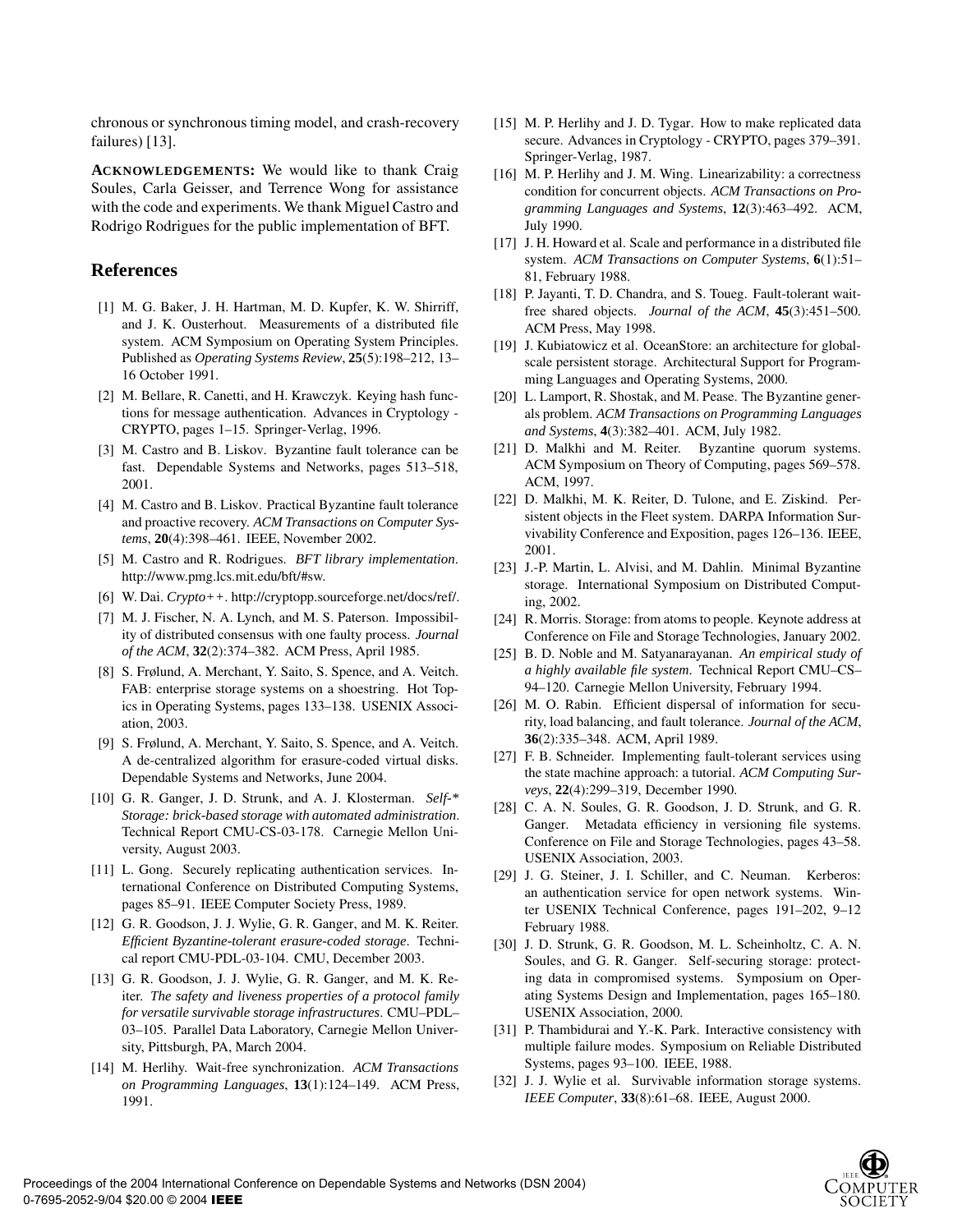chronous or synchronous timing model, and crash-recovery failures) [13].

**ACKNOWLEDGEMENTS:** We would like to thank Craig Soules, Carla Geisser, and Terrence Wong for assistance with the code and experiments. We thank Miguel Castro and Rodrigo Rodrigues for the public implementation of BFT.

## References

[1] M. G. Baker, J. H. Hartman, M. D. Kupfer, K. W. Shirriff, and J. K. Ousterhout. Measurements of a distributed file system. ACM Symposium on Operating System Principles. Published as *Operating Systems Review*, **25**(5):198–212, 13–16 October 1991.

[2] M. Bellare, R. Canetti, and H. Krawczyk. Keying hash functions for message authentication. Advances in Cryptology - CRYPTO, pages 1–15. Springer-Verlag, 1996.

[3] M. Castro and B. Liskov. Byzantine fault tolerance can be fast. Dependable Systems and Networks, pages 513–518, 2001.

[4] M. Castro and B. Liskov. Practical Byzantine fault tolerance and proactive recovery. *ACM Transactions on Computer Systems*, **20**(4):398–461. IEEE, November 2002.

[5] M. Castro and R. Rodrigues. *BFT library implementation*. http://www.pmg.lcs.mit.edu/bft/#sw.

[6] W. Dai. *Crypto++*. http://cryptopp.sourceforge.net/docs/ref/.

[7] M. J. Fischer, N. A. Lynch, and M. S. Paterson. Impossibility of distributed consensus with one faulty process. *Journal of the ACM*, **32**(2):374–382. ACM Press, April 1985.

[8] S. Frølund, A. Merchant, Y. Saito, S. Spence, and A. Veitch. FAB: enterprise storage systems on a shoestring. Hot Topics in Operating Systems, pages 133–138. USENIX Association, 2003.

[9] S. Frølund, A. Merchant, Y. Saito, S. Spence, and A. Veitch. A de-centralized algorithm for erasure-coded virtual disks. Dependable Systems and Networks, June 2004.

[10] G. R. Ganger, J. D. Strunk, and A. J. Klosterman. *Self-* Storage: brick-based storage with automated administration*. Technical Report CMU-CS-03-178. Carnegie Mellon University, August 2003.

[11] L. Gong. Securely replicating authentication services. International Conference on Distributed Computing Systems, pages 85–91. IEEE Computer Society Press, 1989.

[12] G. R. Goodson, J. J. Wylie, G. R. Ganger, and M. K. Reiter. *Efficient Byzantine-tolerant erasure-coded storage*. Technical report CMU-PDL-03-104. CMU, December 2003.

[13] G. R. Goodson, J. J. Wylie, G. R. Ganger, and M. K. Reiter. *The safety and liveness properties of a protocol family for versatile survivable storage infrastructures*. CMU–PDL–03–105. Parallel Data Laboratory, Carnegie Mellon University, Pittsburgh, PA, March 2004.

[14] M. Herlihy. Wait-free synchronization. *ACM Transactions on Programming Languages*, **13**(1):124–149. ACM Press, 1991.

[15] M. P. Herlihy and J. D. Tygar. How to make replicated data secure. Advances in Cryptology - CRYPTO, pages 379–391. Springer-Verlag, 1987.

[16] M. P. Herlihy and J. M. Wing. Linearizability: a correctness condition for concurrent objects. *ACM Transactions on Programming Languages and Systems*, **12**(3):463–492. ACM, July 1990.

[17] J. H. Howard et al. Scale and performance in a distributed file system. *ACM Transactions on Computer Systems*, **6**(1):51–81, February 1988.

[18] P. Jayanti, T. D. Chandra, and S. Toueg. Fault-tolerant wait-free shared objects. *Journal of the ACM*, **45**(3):451–500. ACM Press, May 1998.

[19] J. Kubiatowicz et al. OceanStore: an architecture for global-scale persistent storage. Architectural Support for Programming Languages and Operating Systems, 2000.

[20] L. Lamport, R. Shostak, and M. Pease. The Byzantine generals problem. *ACM Transactions on Programming Languages and Systems*, **4**(3):382–401. ACM, July 1982.

[21] D. Malkhi and M. Reiter. Byzantine quorum systems. ACM Symposium on Theory of Computing, pages 569–578. ACM, 1997.

[22] D. Malkhi, M. K. Reiter, D. Tulone, and E. Ziskind. Persistent objects in the Fleet system. DARPA Information Survivability Conference and Exposition, pages 126–136. IEEE, 2001.

[23] J.-P. Martin, L. Alvisi, and M. Dahlin. Minimal Byzantine storage. International Symposium on Distributed Computing, 2002.

[24] R. Morris. Storage: from atoms to people. Keynote address at Conference on File and Storage Technologies, January 2002.

[25] B. D. Noble and M. Satyanarayanan. *An empirical study of a highly available file system*. Technical Report CMU–CS–94–120. Carnegie Mellon University, February 1994.

[26] M. O. Rabin. Efficient dispersal of information for security, load balancing, and fault tolerance. *Journal of the ACM*, **36**(2):335–348. ACM, April 1989.

[27] F. B. Schneider. Implementing fault-tolerant services using the state machine approach: a tutorial. *ACM Computing Surveys*, **22**(4):299–319, December 1990.

[28] C. A. N. Soules, G. R. Goodson, J. D. Strunk, and G. R. Ganger. Metadata efficiency in versioning file systems. Conference on File and Storage Technologies, pages 43–58. USENIX Association, 2003.

[29] J. G. Steiner, J. I. Schiller, and C. Neuman. Kerberos: an authentication service for open network systems. Winter USENIX Technical Conference, pages 191–202, 9–12 February 1988.

[30] J. D. Strunk, G. R. Goodson, M. L. Scheinholtz, C. A. N. Soules, and G. R. Ganger. Self-securing storage: protecting data in compromised systems. Symposium on Operating Systems Design and Implementation, pages 165–180. USENIX Association, 2000.

[31] P. Thambidurai and Y.-K. Park. Interactive consistency with multiple failure modes. Symposium on Reliable Distributed Systems, pages 93–100. IEEE, 1988.

[32] J. J. Wylie et al. Survivable information storage systems. *IEEE Computer*, **33**(8):61–68. IEEE, August 2000.